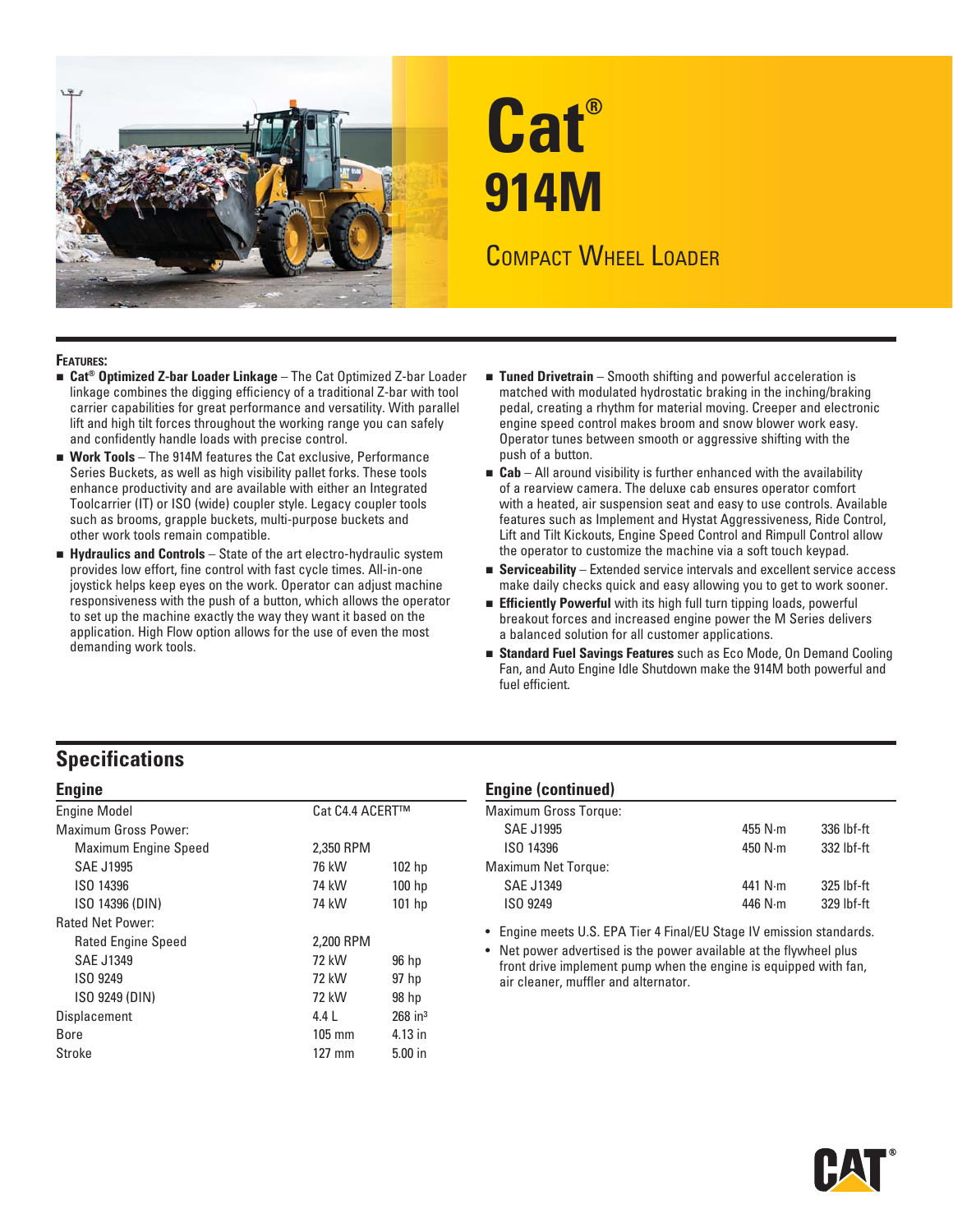# Cat® 914M

## Compact Wheel Loader

**Features:**

- **Cat® Optimized Z-bar Loader Linkage** – The Cat Optimized Z-bar Loader linkage combines the digging efficiency of a traditional Z-bar with tool carrier capabilities for great performance and versatility. With parallel lift and high tilt forces throughout the working range you can safely and confidently handle loads with precise control.
- **Work Tools** – The 914M features the Cat exclusive, Performance Series Buckets, as well as high visibility pallet forks. These tools enhance productivity and are available with either an Integrated Toolcarrier (IT) or ISO (wide) coupler style. Legacy coupler tools such as brooms, grapple buckets, multi-purpose buckets and other work tools remain compatible.
- **Hydraulics and Controls** – State of the art electro-hydraulic system provides low effort, fine control with fast cycle times. All-in-one joystick helps keep eyes on the work. Operator can adjust machine responsiveness with the push of a button, which allows the operator to set up the machine exactly the way they want it based on the application. High Flow option allows for the use of even the most demanding work tools.
- **Tuned Drivetrain** – Smooth shifting and powerful acceleration is matched with modulated hydrostatic braking in the inching/braking pedal, creating a rhythm for material moving. Creeper and electronic engine speed control makes broom and snow blower work easy. Operator tunes between smooth or aggressive shifting with the push of a button.
- **Cab** – All around visibility is further enhanced with the availability of a rearview camera. The deluxe cab ensures operator comfort with a heated, air suspension seat and easy to use controls. Available features such as Implement and Hystat Aggressiveness, Ride Control, Lift and Tilt Kickouts, Engine Speed Control and Rimpull Control allow the operator to customize the machine via a soft touch keypad.
- **Serviceability** – Extended service intervals and excellent service access make daily checks quick and easy allowing you to get to work sooner.
- **Efficiently Powerful** with its high full turn tipping loads, powerful breakout forces and increased engine power the M Series delivers a balanced solution for all customer applications.
- **Standard Fuel Savings Features** such as Eco Mode, On Demand Cooling Fan, and Auto Engine Idle Shutdown make the 914M both powerful and fuel efficient.

## Specifications

### Engine

| Engine | | |
|---|---|---|
| Engine Model | Cat C4.4 ACERT™ | |
| Maximum Gross Power: | | |
| Maximum Engine Speed | 2,350 RPM | |
| SAE J1995 | 76 kW | 102 hp |
| ISO 14396 | 74 kW | 100 hp |
| ISO 14396 (DIN) | 74 kW | 101 hp |
| Rated Net Power: | | |
| Rated Engine Speed | 2,200 RPM | |
| SAE J1349 | 72 kW | 96 hp |
| ISO 9249 | 72 kW | 97 hp |
| ISO 9249 (DIN) | 72 kW | 98 hp |
| Displacement | 4.4 L | 268 in³ |
| Bore | 105 mm | 4.13 in |
| Stroke | 127 mm | 5.00 in |

### Engine (continued)

| Engine (continued) | | |
|---|---|---|
| Maximum Gross Torque: | | |
| SAE J1995 | 455 N·m | 336 lbf-ft |
| ISO 14396 | 450 N·m | 332 lbf-ft |
| Maximum Net Torque: | | |
| SAE J1349 | 441 N·m | 325 lbf-ft |
| ISO 9249 | 446 N·m | 329 lbf-ft |

- Engine meets U.S. EPA Tier 4 Final/EU Stage IV emission standards.
- Net power advertised is the power available at the flywheel plus front drive implement pump when the engine is equipped with fan, air cleaner, muffler and alternator.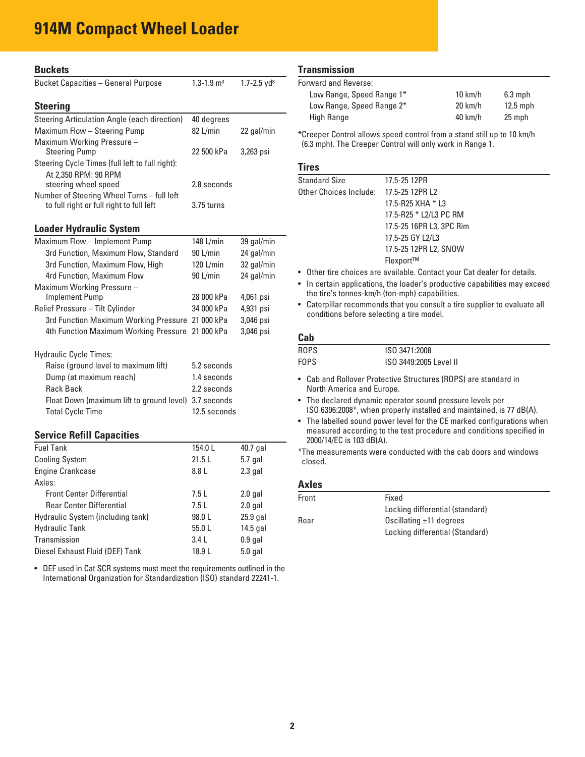# 914M Compact Wheel Loader

## Buckets

| | | |
|---|---|---|
| Bucket Capacities – General Purpose | 1.3-1.9 m³ | 1.7-2.5 yd³ |

## Steering

| | | |
|---|---|---|
| Steering Articulation Angle (each direction) | 40 degrees | |
| Maximum Flow – Steering Pump | 82 L/min | 22 gal/min |
| Maximum Working Pressure – Steering Pump | 22 500 kPa | 3,263 psi |
| Steering Cycle Times (full left to full right): | | |
| At 2,350 RPM: 90 RPM steering wheel speed | 2.8 seconds | |
| Number of Steering Wheel Turns – full left to full right or full right to full left | 3.75 turns | |

## Loader Hydraulic System

| | | |
|---|---|---|
| Maximum Flow – Implement Pump | 148 L/min | 39 gal/min |
| 3rd Function, Maximum Flow, Standard | 90 L/min | 24 gal/min |
| 3rd Function, Maximum Flow, High | 120 L/min | 32 gal/min |
| 4rd Function, Maximum Flow | 90 L/min | 24 gal/min |
| Maximum Working Pressure – Implement Pump | 28 000 kPa | 4,061 psi |
| Relief Pressure – Tilt Cylinder | 34 000 kPa | 4,931 psi |
| 3rd Function Maximum Working Pressure | 21 000 kPa | 3,046 psi |
| 4th Function Maximum Working Pressure | 21 000 kPa | 3,046 psi |

| | |
|---|---|
| Hydraulic Cycle Times: | |
| Raise (ground level to maximum lift) | 5.2 seconds |
| Dump (at maximum reach) | 1.4 seconds |
| Rack Back | 2.2 seconds |
| Float Down (maximum lift to ground level) | 3.7 seconds |
| Total Cycle Time | 12.5 seconds |

## Service Refill Capacities

| | | |
|---|---|---|
| Fuel Tank | 154.0 L | 40.7 gal |
| Cooling System | 21.5 L | 5.7 gal |
| Engine Crankcase | 8.8 L | 2.3 gal |
| Axles: | | |
| Front Center Differential | 7.5 L | 2.0 gal |
| Rear Center Differential | 7.5 L | 2.0 gal |
| Hydraulic System (including tank) | 98.0 L | 25.9 gal |
| Hydraulic Tank | 55.0 L | 14.5 gal |
| Transmission | 3.4 L | 0.9 gal |
| Diesel Exhaust Fluid (DEF) Tank | 18.9 L | 5.0 gal |

- DEF used in Cat SCR systems must meet the requirements outlined in the International Organization for Standardization (ISO) standard 22241-1.

## Transmission

| | | |
|---|---|---|
| Forward and Reverse: | | |
| Low Range, Speed Range 1* | 10 km/h | 6.3 mph |
| Low Range, Speed Range 2* | 20 km/h | 12.5 mph |
| High Range | 40 km/h | 25 mph |

*Creeper Control allows speed control from a stand still up to 10 km/h (6.3 mph). The Creeper Control will only work in Range 1.

## Tires

| | |
|---|---|
| Standard Size | 17.5-25 12PR |
| Other Choices Include: | 17.5-25 12PR L2 |
| | 17.5-R25 XHA * L3 |
| | 17.5-R25 * L2/L3 PC RM |
| | 17.5-25 16PR L3, 3PC Rim |
| | 17.5-25 GY L2/L3 |
| | 17.5-25 12PR L2, SNOW |
| | Flexport™ |

- Other tire choices are available. Contact your Cat dealer for details.
- In certain applications, the loader's productive capabilities may exceed the tire's tonnes-km/h (ton-mph) capabilities.
- Caterpillar recommends that you consult a tire supplier to evaluate all conditions before selecting a tire model.

## Cab

| | |
|---|---|
| ROPS | ISO 3471:2008 |
| FOPS | ISO 3449:2005 Level II |

- Cab and Rollover Protective Structures (ROPS) are standard in North America and Europe.
- The declared dynamic operator sound pressure levels per ISO 6396:2008*, when properly installed and maintained, is 77 dB(A).
- The labelled sound power level for the CE marked configurations when measured according to the test procedure and conditions specified in 2000/14/EC is 103 dB(A).

*The measurements were conducted with the cab doors and windows closed.

## Axles

| | |
|---|---|
| Front | Fixed |
| | Locking differential (standard) |
| Rear | Oscillating ±11 degrees |
| | Locking differential (Standard) |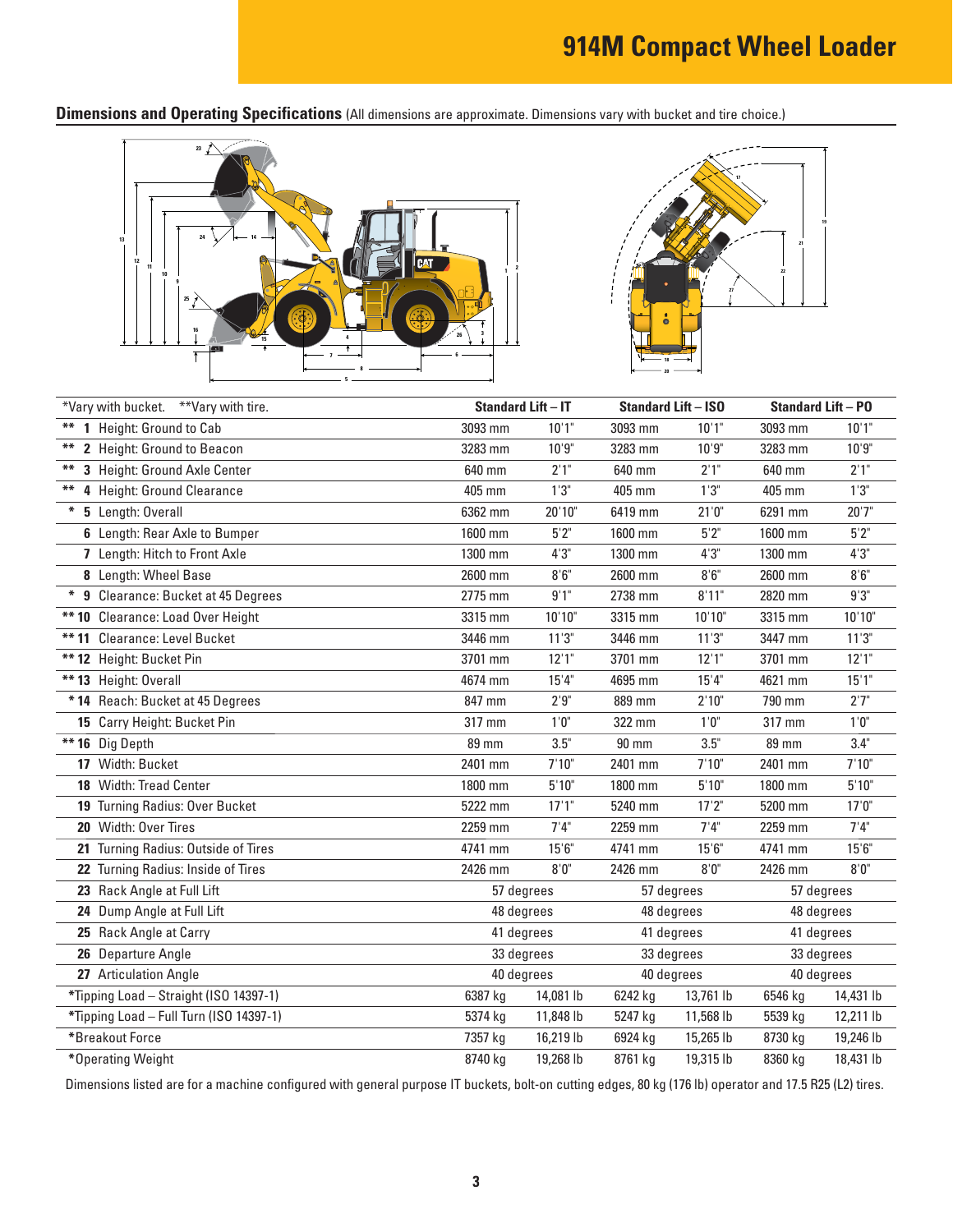# 914M Compact Wheel Loader

## Dimensions and Operating Specifications (All dimensions are approximate. Dimensions vary with bucket and tire choice.)

| *Vary with bucket. **Vary with tire. | Standard Lift – IT | | Standard Lift – ISO | | Standard Lift – PO | |
|---|---|---|---|---|---|---|
| ** 1 Height: Ground to Cab | 3093 mm | 10'1" | 3093 mm | 10'1" | 3093 mm | 10'1" |
| ** 2 Height: Ground to Beacon | 3283 mm | 10'9" | 3283 mm | 10'9" | 3283 mm | 10'9" |
| ** 3 Height: Ground Axle Center | 640 mm | 2'1" | 640 mm | 2'1" | 640 mm | 2'1" |
| ** 4 Height: Ground Clearance | 405 mm | 1'3" | 405 mm | 1'3" | 405 mm | 1'3" |
| * 5 Length: Overall | 6362 mm | 20'10" | 6419 mm | 21'0" | 6291 mm | 20'7" |
| 6 Length: Rear Axle to Bumper | 1600 mm | 5'2" | 1600 mm | 5'2" | 1600 mm | 5'2" |
| 7 Length: Hitch to Front Axle | 1300 mm | 4'3" | 1300 mm | 4'3" | 1300 mm | 4'3" |
| 8 Length: Wheel Base | 2600 mm | 8'6" | 2600 mm | 8'6" | 2600 mm | 8'6" |
| * 9 Clearance: Bucket at 45 Degrees | 2775 mm | 9'1" | 2738 mm | 8'11" | 2820 mm | 9'3" |
| ** 10 Clearance: Load Over Height | 3315 mm | 10'10" | 3315 mm | 10'10" | 3315 mm | 10'10" |
| ** 11 Clearance: Level Bucket | 3446 mm | 11'3" | 3446 mm | 11'3" | 3447 mm | 11'3" |
| ** 12 Height: Bucket Pin | 3701 mm | 12'1" | 3701 mm | 12'1" | 3701 mm | 12'1" |
| ** 13 Height: Overall | 4674 mm | 15'4" | 4695 mm | 15'4" | 4621 mm | 15'1" |
| * 14 Reach: Bucket at 45 Degrees | 847 mm | 2'9" | 889 mm | 2'10" | 790 mm | 2'7" |
| 15 Carry Height: Bucket Pin | 317 mm | 1'0" | 322 mm | 1'0" | 317 mm | 1'0" |
| ** 16 Dig Depth | 89 mm | 3.5" | 90 mm | 3.5" | 89 mm | 3.4" |
| 17 Width: Bucket | 2401 mm | 7'10" | 2401 mm | 7'10" | 2401 mm | 7'10" |
| 18 Width: Tread Center | 1800 mm | 5'10" | 1800 mm | 5'10" | 1800 mm | 5'10" |
| 19 Turning Radius: Over Bucket | 5222 mm | 17'1" | 5240 mm | 17'2" | 5200 mm | 17'0" |
| 20 Width: Over Tires | 2259 mm | 7'4" | 2259 mm | 7'4" | 2259 mm | 7'4" |
| 21 Turning Radius: Outside of Tires | 4741 mm | 15'6" | 4741 mm | 15'6" | 4741 mm | 15'6" |
| 22 Turning Radius: Inside of Tires | 2426 mm | 8'0" | 2426 mm | 8'0" | 2426 mm | 8'0" |
| 23 Rack Angle at Full Lift | 57 degrees | | 57 degrees | | 57 degrees | |
| 24 Dump Angle at Full Lift | 48 degrees | | 48 degrees | | 48 degrees | |
| 25 Rack Angle at Carry | 41 degrees | | 41 degrees | | 41 degrees | |
| 26 Departure Angle | 33 degrees | | 33 degrees | | 33 degrees | |
| 27 Articulation Angle | 40 degrees | | 40 degrees | | 40 degrees | |
| *Tipping Load – Straight (ISO 14397-1) | 6387 kg | 14,081 lb | 6242 kg | 13,761 lb | 6546 kg | 14,431 lb |
| *Tipping Load – Full Turn (ISO 14397-1) | 5374 kg | 11,848 lb | 5247 kg | 11,568 lb | 5539 kg | 12,211 lb |
| *Breakout Force | 7357 kg | 16,219 lb | 6924 kg | 15,265 lb | 8730 kg | 19,246 lb |
| *Operating Weight | 8740 kg | 19,268 lb | 8761 kg | 19,315 lb | 8360 kg | 18,431 lb |

Dimensions listed are for a machine configured with general purpose IT buckets, bolt-on cutting edges, 80 kg (176 lb) operator and 17.5 R25 (L2) tires.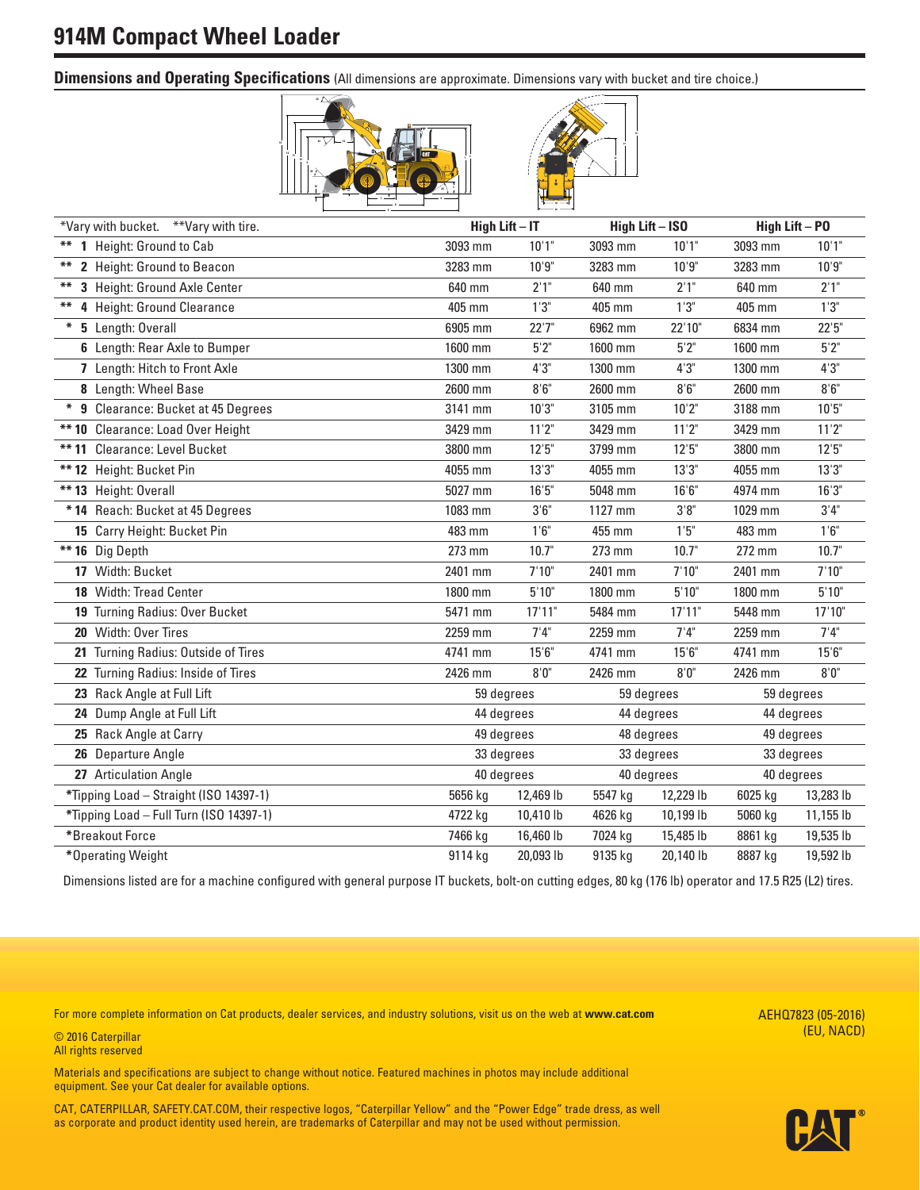# 914M Compact Wheel Loader

## Dimensions and Operating Specifications (All dimensions are approximate. Dimensions vary with bucket and tire choice.)

| *Vary with bucket. **Vary with tire. | High Lift – IT | | High Lift – ISO | | High Lift – PO | |
|---|---|---|---|---|---|---|
| ** 1 Height: Ground to Cab | 3093 mm | 10'1" | 3093 mm | 10'1" | 3093 mm | 10'1" |
| ** 2 Height: Ground to Beacon | 3283 mm | 10'9" | 3283 mm | 10'9" | 3283 mm | 10'9" |
| ** 3 Height: Ground Axle Center | 640 mm | 2'1" | 640 mm | 2'1" | 640 mm | 2'1" |
| ** 4 Height: Ground Clearance | 405 mm | 1'3" | 405 mm | 1'3" | 405 mm | 1'3" |
| * 5 Length: Overall | 6905 mm | 22'7" | 6962 mm | 22'10" | 6834 mm | 22'5" |
| 6 Length: Rear Axle to Bumper | 1600 mm | 5'2" | 1600 mm | 5'2" | 1600 mm | 5'2" |
| 7 Length: Hitch to Front Axle | 1300 mm | 4'3" | 1300 mm | 4'3" | 1300 mm | 4'3" |
| 8 Length: Wheel Base | 2600 mm | 8'6" | 2600 mm | 8'6" | 2600 mm | 8'6" |
| * 9 Clearance: Bucket at 45 Degrees | 3141 mm | 10'3" | 3105 mm | 10'2" | 3188 mm | 10'5" |
| ** 10 Clearance: Load Over Height | 3429 mm | 11'2" | 3429 mm | 11'2" | 3429 mm | 11'2" |
| ** 11 Clearance: Level Bucket | 3800 mm | 12'5" | 3799 mm | 12'5" | 3800 mm | 12'5" |
| ** 12 Height: Bucket Pin | 4055 mm | 13'3" | 4055 mm | 13'3" | 4055 mm | 13'3" |
| ** 13 Height: Overall | 5027 mm | 16'5" | 5048 mm | 16'6" | 4974 mm | 16'3" |
| * 14 Reach: Bucket at 45 Degrees | 1083 mm | 3'6" | 1127 mm | 3'8" | 1029 mm | 3'4" |
| 15 Carry Height: Bucket Pin | 483 mm | 1'6" | 455 mm | 1'5" | 483 mm | 1'6" |
| ** 16 Dig Depth | 273 mm | 10.7" | 273 mm | 10.7" | 272 mm | 10.7" |
| 17 Width: Bucket | 2401 mm | 7'10" | 2401 mm | 7'10" | 2401 mm | 7'10" |
| 18 Width: Tread Center | 1800 mm | 5'10" | 1800 mm | 5'10" | 1800 mm | 5'10" |
| 19 Turning Radius: Over Bucket | 5471 mm | 17'11" | 5484 mm | 17'11" | 5448 mm | 17'10" |
| 20 Width: Over Tires | 2259 mm | 7'4" | 2259 mm | 7'4" | 2259 mm | 7'4" |
| 21 Turning Radius: Outside of Tires | 4741 mm | 15'6" | 4741 mm | 15'6" | 4741 mm | 15'6" |
| 22 Turning Radius: Inside of Tires | 2426 mm | 8'0" | 2426 mm | 8'0" | 2426 mm | 8'0" |
| 23 Rack Angle at Full Lift | 59 degrees | | 59 degrees | | 59 degrees | |
| 24 Dump Angle at Full Lift | 44 degrees | | 44 degrees | | 44 degrees | |
| 25 Rack Angle at Carry | 49 degrees | | 48 degrees | | 49 degrees | |
| 26 Departure Angle | 33 degrees | | 33 degrees | | 33 degrees | |
| 27 Articulation Angle | 40 degrees | | 40 degrees | | 40 degrees | |
| *Tipping Load – Straight (ISO 14397-1) | 5656 kg | 12,469 lb | 5547 kg | 12,229 lb | 6025 kg | 13,283 lb |
| *Tipping Load – Full Turn (ISO 14397-1) | 4722 kg | 10,410 lb | 4626 kg | 10,199 lb | 5060 kg | 11,155 lb |
| *Breakout Force | 7466 kg | 16,460 lb | 7024 kg | 15,485 lb | 8861 kg | 19,535 lb |
| *Operating Weight | 9114 kg | 20,093 lb | 9135 kg | 20,140 lb | 8887 kg | 19,592 lb |

Dimensions listed are for a machine configured with general purpose IT buckets, bolt-on cutting edges, 80 kg (176 lb) operator and 17.5 R25 (L2) tires.

For more complete information on Cat products, dealer services, and industry solutions, visit us on the web at **www.cat.com**

© 2016 Caterpillar
All rights reserved

AEHQ7823 (05-2016)
(EU, NACD)

Materials and specifications are subject to change without notice. Featured machines in photos may include additional equipment. See your Cat dealer for available options.

CAT, CATERPILLAR, SAFETY.CAT.COM, their respective logos, "Caterpillar Yellow" and the "Power Edge" trade dress, as well as corporate and product identity used herein, are trademarks of Caterpillar and may not be used without permission.